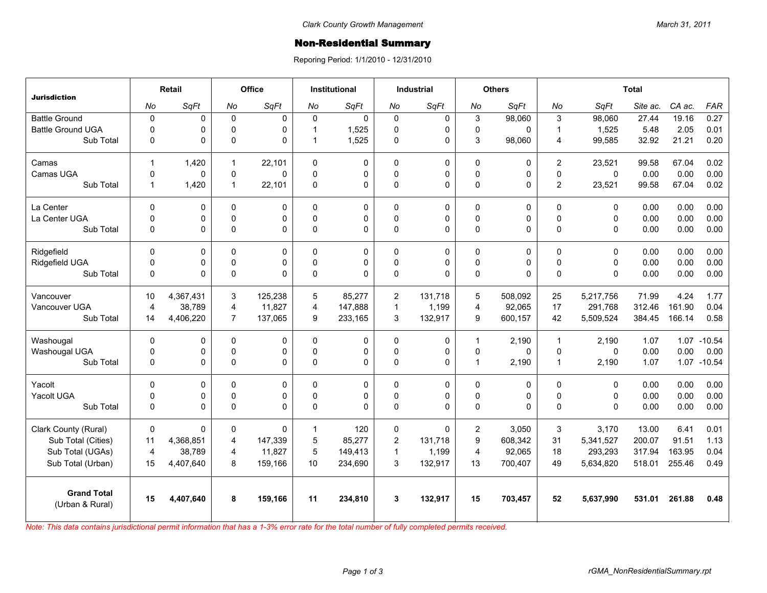Clark County Growth Management

March 31, 2011

# Non-Residential Summary

Reporing Period: 1/1/2010 - 12/31/2010

| Jurisdiction | Retail | | Office | | Institutional | | Industrial | | Others | | Total | | | | |
|---|---|---|---|---|---|---|---|---|---|---|---|---|---|---|---|
| | *No* | *SqFt* | *No* | *SqFt* | *No* | *SqFt* | *No* | *SqFt* | *No* | *SqFt* | *No* | *SqFt* | *Site ac.* | *CA ac.* | *FAR* |
| Battle Ground | 0 | 0 | 0 | 0 | 0 | 0 | 0 | 0 | 3 | 98,060 | 3 | 98,060 | 27.44 | 19.16 | 0.27 |
| Battle Ground UGA | 0 | 0 | 0 | 0 | 1 | 1,525 | 0 | 0 | 0 | 0 | 1 | 1,525 | 5.48 | 2.05 | 0.01 |
| Sub Total | 0 | 0 | 0 | 0 | 1 | 1,525 | 0 | 0 | 3 | 98,060 | 4 | 99,585 | 32.92 | 21.21 | 0.20 |
| Camas | 1 | 1,420 | 1 | 22,101 | 0 | 0 | 0 | 0 | 0 | 0 | 2 | 23,521 | 99.58 | 67.04 | 0.02 |
| Camas UGA | 0 | 0 | 0 | 0 | 0 | 0 | 0 | 0 | 0 | 0 | 0 | 0 | 0.00 | 0.00 | 0.00 |
| Sub Total | 1 | 1,420 | 1 | 22,101 | 0 | 0 | 0 | 0 | 0 | 0 | 2 | 23,521 | 99.58 | 67.04 | 0.02 |
| La Center | 0 | 0 | 0 | 0 | 0 | 0 | 0 | 0 | 0 | 0 | 0 | 0 | 0.00 | 0.00 | 0.00 |
| La Center UGA | 0 | 0 | 0 | 0 | 0 | 0 | 0 | 0 | 0 | 0 | 0 | 0 | 0.00 | 0.00 | 0.00 |
| Sub Total | 0 | 0 | 0 | 0 | 0 | 0 | 0 | 0 | 0 | 0 | 0 | 0 | 0.00 | 0.00 | 0.00 |
| Ridgefield | 0 | 0 | 0 | 0 | 0 | 0 | 0 | 0 | 0 | 0 | 0 | 0 | 0.00 | 0.00 | 0.00 |
| Ridgefield UGA | 0 | 0 | 0 | 0 | 0 | 0 | 0 | 0 | 0 | 0 | 0 | 0 | 0.00 | 0.00 | 0.00 |
| Sub Total | 0 | 0 | 0 | 0 | 0 | 0 | 0 | 0 | 0 | 0 | 0 | 0 | 0.00 | 0.00 | 0.00 |
| Vancouver | 10 | 4,367,431 | 3 | 125,238 | 5 | 85,277 | 2 | 131,718 | 5 | 508,092 | 25 | 5,217,756 | 71.99 | 4.24 | 1.77 |
| Vancouver UGA | 4 | 38,789 | 4 | 11,827 | 4 | 147,888 | 1 | 1,199 | 4 | 92,065 | 17 | 291,768 | 312.46 | 161.90 | 0.04 |
| Sub Total | 14 | 4,406,220 | 7 | 137,065 | 9 | 233,165 | 3 | 132,917 | 9 | 600,157 | 42 | 5,509,524 | 384.45 | 166.14 | 0.58 |
| Washougal | 0 | 0 | 0 | 0 | 0 | 0 | 0 | 0 | 1 | 2,190 | 1 | 2,190 | 1.07 | 1.07 | -10.54 |
| Washougal UGA | 0 | 0 | 0 | 0 | 0 | 0 | 0 | 0 | 0 | 0 | 0 | 0 | 0.00 | 0.00 | 0.00 |
| Sub Total | 0 | 0 | 0 | 0 | 0 | 0 | 0 | 0 | 1 | 2,190 | 1 | 2,190 | 1.07 | 1.07 | -10.54 |
| Yacolt | 0 | 0 | 0 | 0 | 0 | 0 | 0 | 0 | 0 | 0 | 0 | 0 | 0.00 | 0.00 | 0.00 |
| Yacolt UGA | 0 | 0 | 0 | 0 | 0 | 0 | 0 | 0 | 0 | 0 | 0 | 0 | 0.00 | 0.00 | 0.00 |
| Sub Total | 0 | 0 | 0 | 0 | 0 | 0 | 0 | 0 | 0 | 0 | 0 | 0 | 0.00 | 0.00 | 0.00 |
| Clark County (Rural) | 0 | 0 | 0 | 0 | 1 | 120 | 0 | 0 | 2 | 3,050 | 3 | 3,170 | 13.00 | 6.41 | 0.01 |
| Sub Total (Cities) | 11 | 4,368,851 | 4 | 147,339 | 5 | 85,277 | 2 | 131,718 | 9 | 608,342 | 31 | 5,341,527 | 200.07 | 91.51 | 1.13 |
| Sub Total (UGAs) | 4 | 38,789 | 4 | 11,827 | 5 | 149,413 | 1 | 1,199 | 4 | 92,065 | 18 | 293,293 | 317.94 | 163.95 | 0.04 |
| Sub Total (Urban) | 15 | 4,407,640 | 8 | 159,166 | 10 | 234,690 | 3 | 132,917 | 13 | 700,407 | 49 | 5,634,820 | 518.01 | 255.46 | 0.49 |
| **Grand Total** (Urban & Rural) | **15** | **4,407,640** | **8** | **159,166** | **11** | **234,810** | **3** | **132,917** | **15** | **703,457** | **52** | **5,637,990** | **531.01** | **261.88** | **0.48** |

*Note: This data contains jurisdictional permit information that has a 1-3% error rate for the total number of fully completed permits received.*

rGMA_NonResidentialSummary.rpt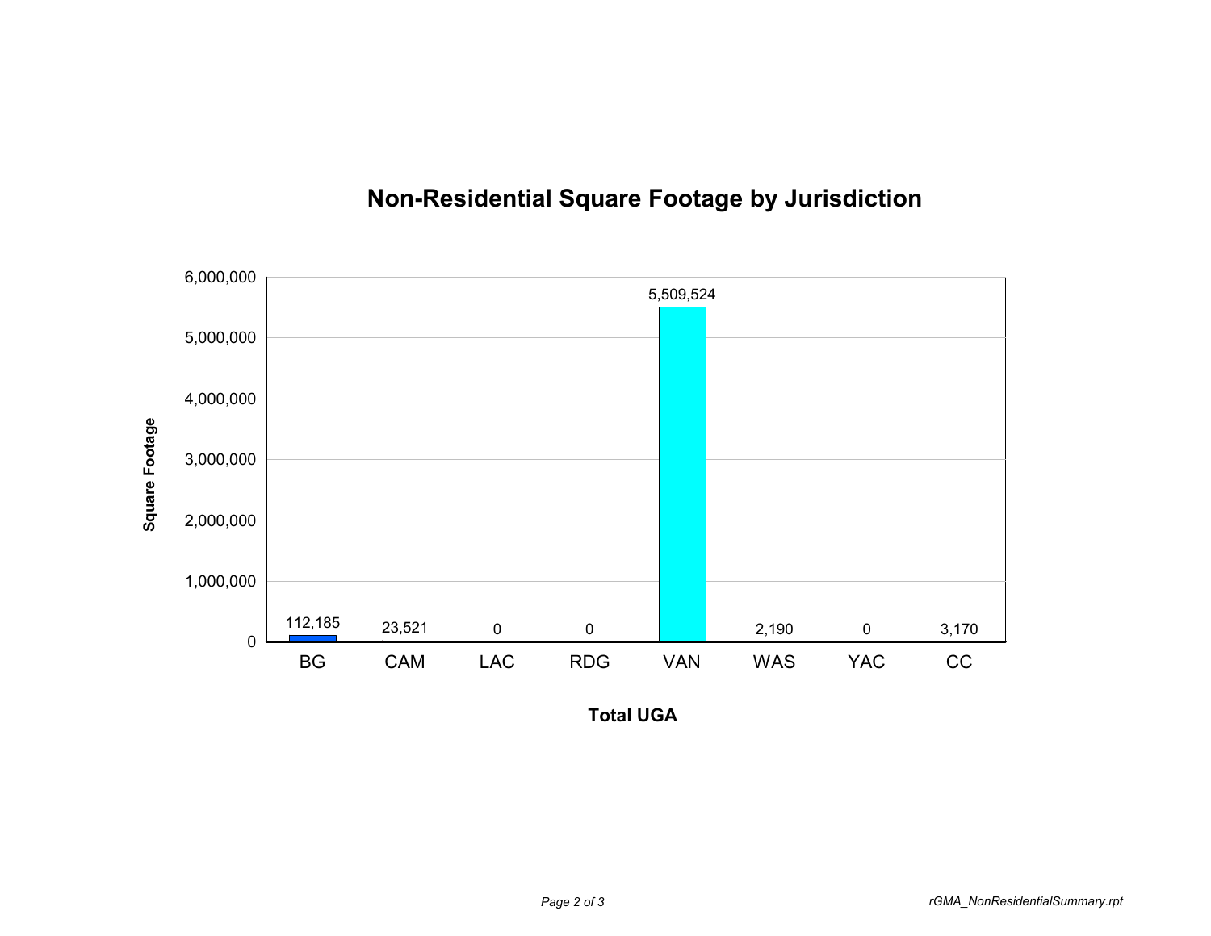# Non-Residential Square Footage by Jurisdiction

| Jurisdiction | Square Footage |
| --- | --- |
| BG | 112,185 |
| CAM | 23,521 |
| LAC | 0 |
| RDG | 0 |
| VAN | 5,509,524 |
| WAS | 2,190 |
| YAC | 0 |
| CC | 3,170 |

Total UGA

rGMA_NonResidentialSummary.rpt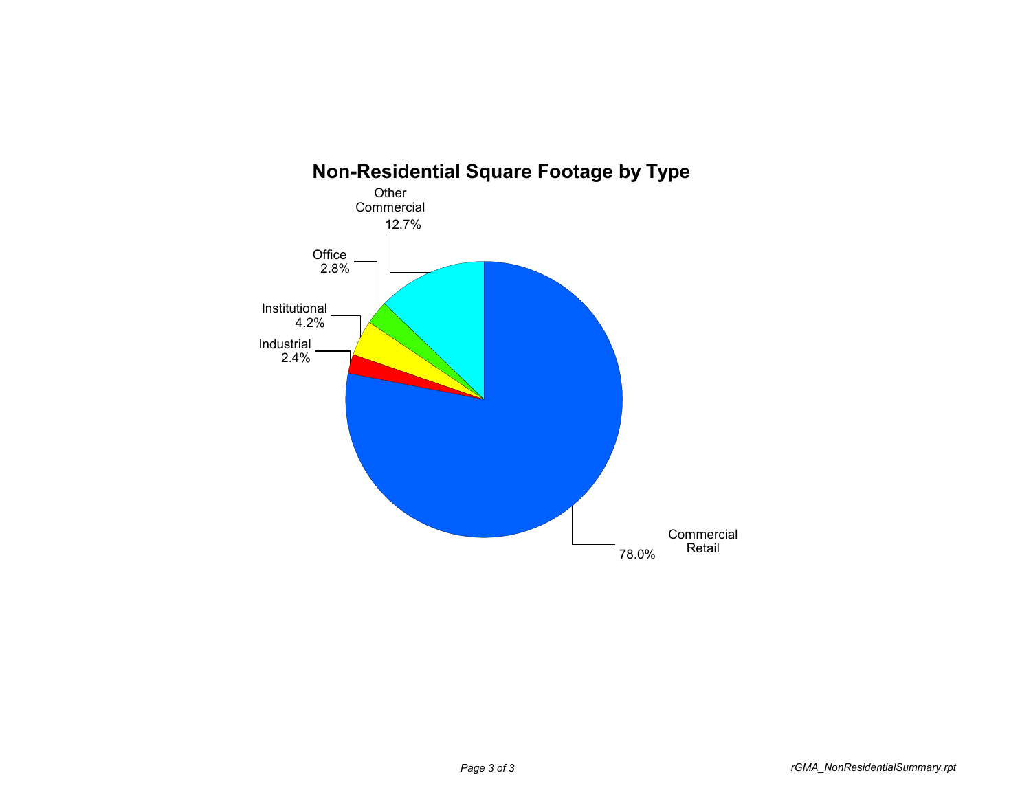## Non-Residential Square Footage by Type

| Type | Percentage |
|---|---|
| Commercial Retail | 78.0% |
| Other Commercial | 12.7% |
| Institutional | 4.2% |
| Office | 2.8% |
| Industrial | 2.4% |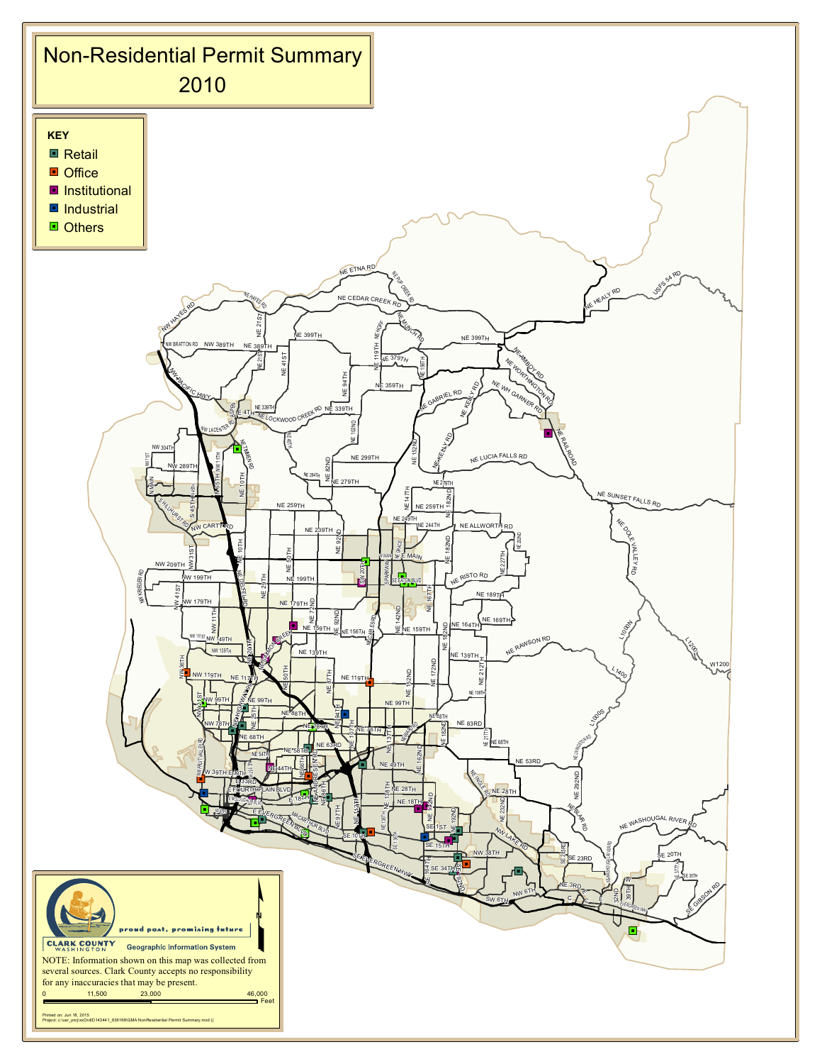# Non-Residential Permit Summary 2010

**KEY**

- Retail
- Office
- Institutional
- Industrial
- Others

proud past, promising future

CLARK COUNTY WASHINGTON

Geographic Information System

NOTE: Information shown on this map was collected from several sources. Clark County accepts no responsibility for any inaccuracies that may be present.

0 11,500 23,000 46,000 Feet

Printed on: Jun 18, 2015

Project: c:\usr_proj\xxOrdID143441_636168\GMA NonResidential Permit Summary.mxd ()